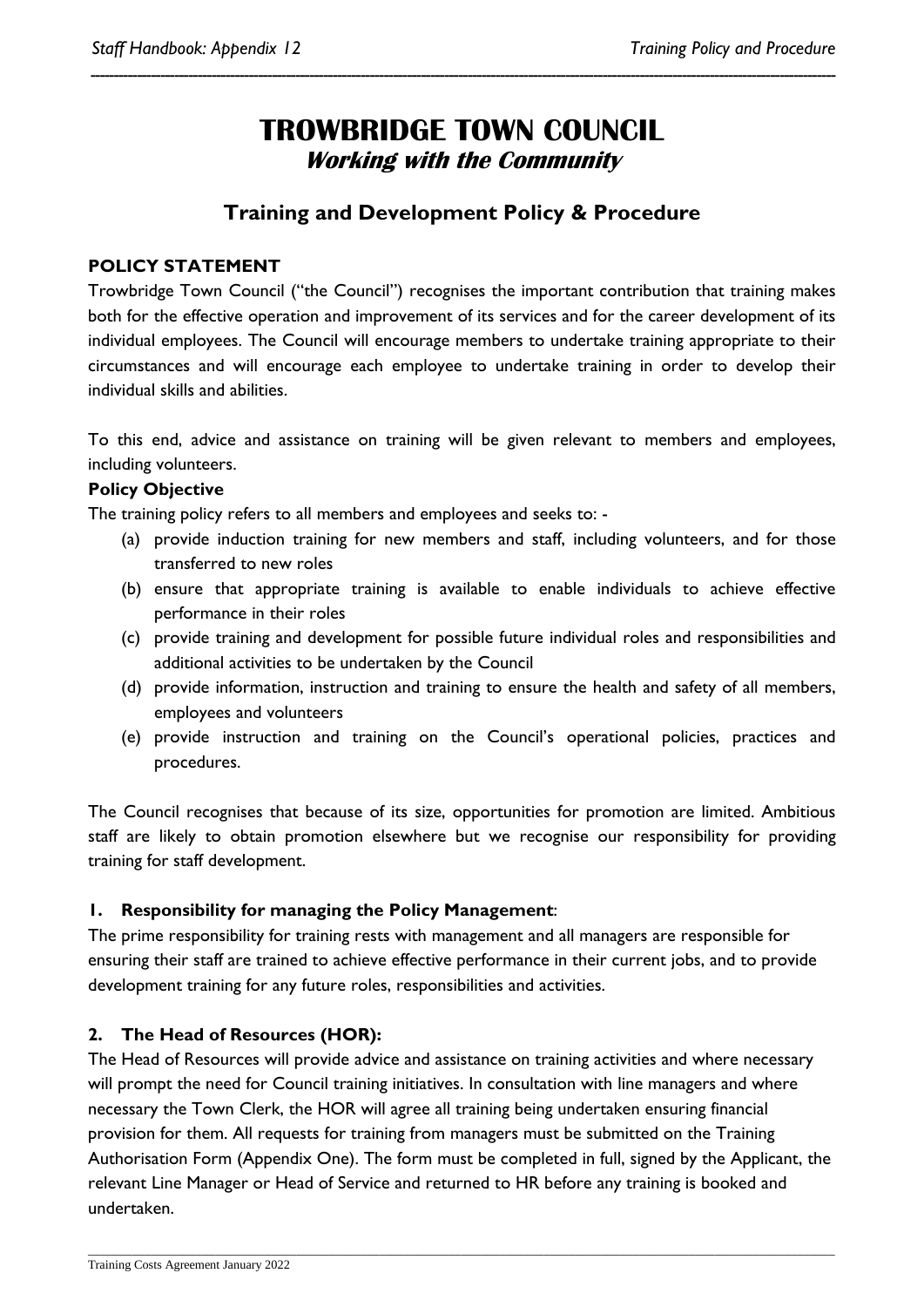# TROWBRIDGE TOWN COUNCIL
***Working with the Community***

## Training and Development Policy & Procedure

**POLICY STATEMENT**

Trowbridge Town Council ("the Council") recognises the important contribution that training makes both for the effective operation and improvement of its services and for the career development of its individual employees. The Council will encourage members to undertake training appropriate to their circumstances and will encourage each employee to undertake training in order to develop their individual skills and abilities.

To this end, advice and assistance on training will be given relevant to members and employees, including volunteers.

**Policy Objective**

The training policy refers to all members and employees and seeks to: -

(a) provide induction training for new members and staff, including volunteers, and for those transferred to new roles

(b) ensure that appropriate training is available to enable individuals to achieve effective performance in their roles

(c) provide training and development for possible future individual roles and responsibilities and additional activities to be undertaken by the Council

(d) provide information, instruction and training to ensure the health and safety of all members, employees and volunteers

(e) provide instruction and training on the Council's operational policies, practices and procedures.

The Council recognises that because of its size, opportunities for promotion are limited. Ambitious staff are likely to obtain promotion elsewhere but we recognise our responsibility for providing training for staff development.

**1. Responsibility for managing the Policy Management**:

The prime responsibility for training rests with management and all managers are responsible for ensuring their staff are trained to achieve effective performance in their current jobs, and to provide development training for any future roles, responsibilities and activities.

**2. The Head of Resources (HOR):**

The Head of Resources will provide advice and assistance on training activities and where necessary will prompt the need for Council training initiatives. In consultation with line managers and where necessary the Town Clerk, the HOR will agree all training being undertaken ensuring financial provision for them. All requests for training from managers must be submitted on the Training Authorisation Form (Appendix One). The form must be completed in full, signed by the Applicant, the relevant Line Manager or Head of Service and returned to HR before any training is booked and undertaken.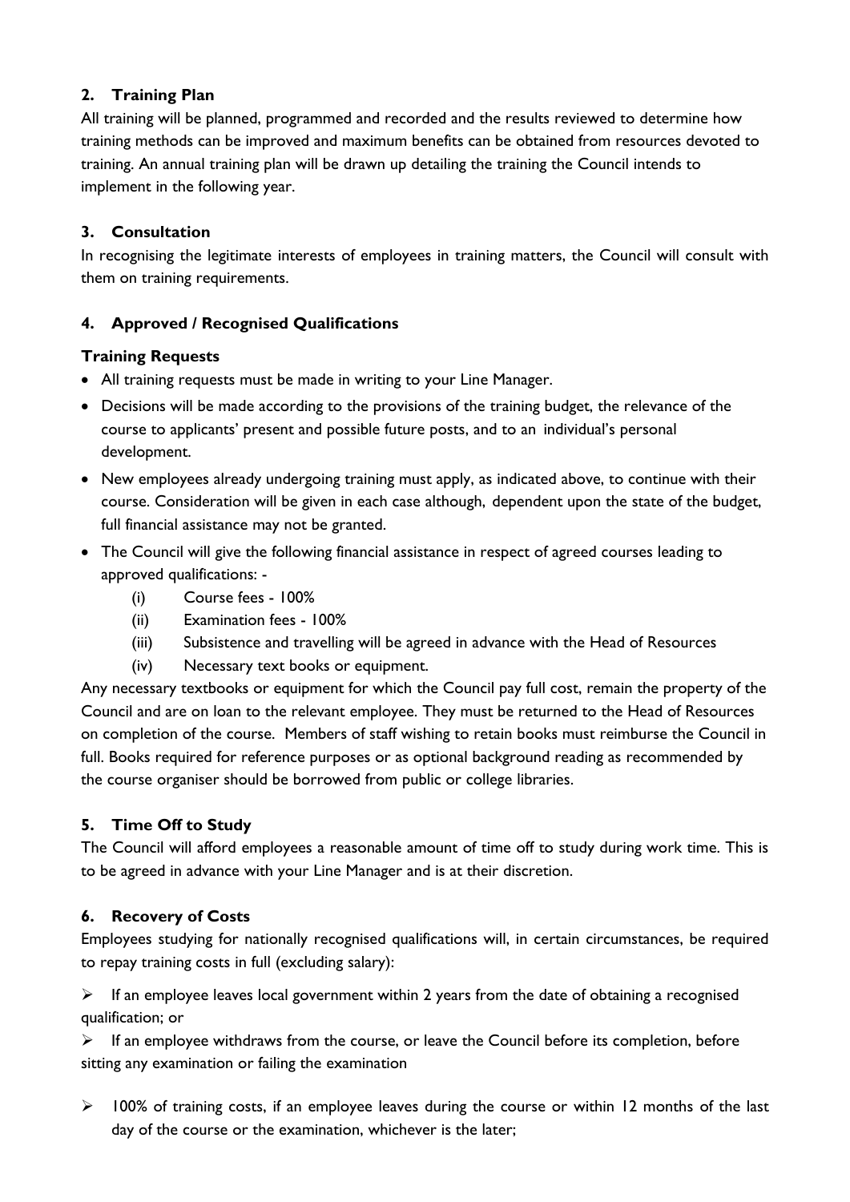## 2. Training Plan

All training will be planned, programmed and recorded and the results reviewed to determine how training methods can be improved and maximum benefits can be obtained from resources devoted to training. An annual training plan will be drawn up detailing the training the Council intends to implement in the following year.

## 3. Consultation

In recognising the legitimate interests of employees in training matters, the Council will consult with them on training requirements.

## 4. Approved / Recognised Qualifications

### Training Requests

- All training requests must be made in writing to your Line Manager.
- Decisions will be made according to the provisions of the training budget, the relevance of the course to applicants' present and possible future posts, and to an individual's personal development.
- New employees already undergoing training must apply, as indicated above, to continue with their course. Consideration will be given in each case although, dependent upon the state of the budget, full financial assistance may not be granted.
- The Council will give the following financial assistance in respect of agreed courses leading to approved qualifications: -
  - (i) Course fees - 100%
  - (ii) Examination fees - 100%
  - (iii) Subsistence and travelling will be agreed in advance with the Head of Resources
  - (iv) Necessary text books or equipment.

Any necessary textbooks or equipment for which the Council pay full cost, remain the property of the Council and are on loan to the relevant employee. They must be returned to the Head of Resources on completion of the course. Members of staff wishing to retain books must reimburse the Council in full. Books required for reference purposes or as optional background reading as recommended by the course organiser should be borrowed from public or college libraries.

## 5. Time Off to Study

The Council will afford employees a reasonable amount of time off to study during work time. This is to be agreed in advance with your Line Manager and is at their discretion.

## 6. Recovery of Costs

Employees studying for nationally recognised qualifications will, in certain circumstances, be required to repay training costs in full (excluding salary):

- If an employee leaves local government within 2 years from the date of obtaining a recognised qualification; or
- If an employee withdraws from the course, or leave the Council before its completion, before sitting any examination or failing the examination

- 100% of training costs, if an employee leaves during the course or within 12 months of the last day of the course or the examination, whichever is the later;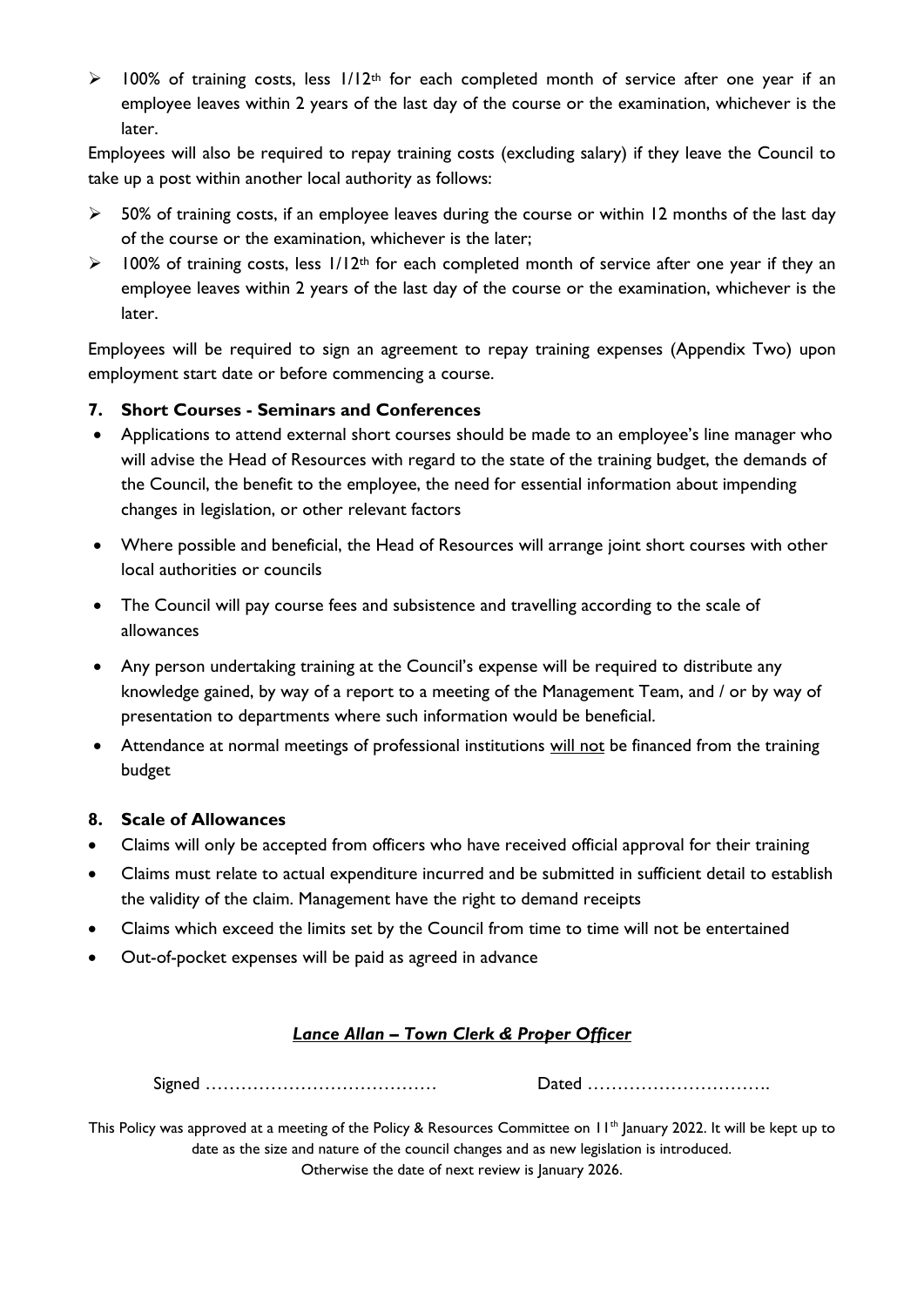- 100% of training costs, less 1/12th for each completed month of service after one year if an employee leaves within 2 years of the last day of the course or the examination, whichever is the later.

Employees will also be required to repay training costs (excluding salary) if they leave the Council to take up a post within another local authority as follows:

- 50% of training costs, if an employee leaves during the course or within 12 months of the last day of the course or the examination, whichever is the later;
- 100% of training costs, less 1/12th for each completed month of service after one year if they an employee leaves within 2 years of the last day of the course or the examination, whichever is the later.

Employees will be required to sign an agreement to repay training expenses (Appendix Two) upon employment start date or before commencing a course.

**7. Short Courses - Seminars and Conferences**

- Applications to attend external short courses should be made to an employee's line manager who will advise the Head of Resources with regard to the state of the training budget, the demands of the Council, the benefit to the employee, the need for essential information about impending changes in legislation, or other relevant factors
- Where possible and beneficial, the Head of Resources will arrange joint short courses with other local authorities or councils
- The Council will pay course fees and subsistence and travelling according to the scale of allowances
- Any person undertaking training at the Council's expense will be required to distribute any knowledge gained, by way of a report to a meeting of the Management Team, and / or by way of presentation to departments where such information would be beneficial.
- Attendance at normal meetings of professional institutions <u>will not</u> be financed from the training budget

**8. Scale of Allowances**

- Claims will only be accepted from officers who have received official approval for their training
- Claims must relate to actual expenditure incurred and be submitted in sufficient detail to establish the validity of the claim. Management have the right to demand receipts
- Claims which exceed the limits set by the Council from time to time will not be entertained
- Out-of-pocket expenses will be paid as agreed in advance

***<u>Lance Allan – Town Clerk & Proper Officer</u>***

Signed ………………………………… Dated ………………………….

This Policy was approved at a meeting of the Policy & Resources Committee on 11th January 2022. It will be kept up to date as the size and nature of the council changes and as new legislation is introduced.
Otherwise the date of next review is January 2026.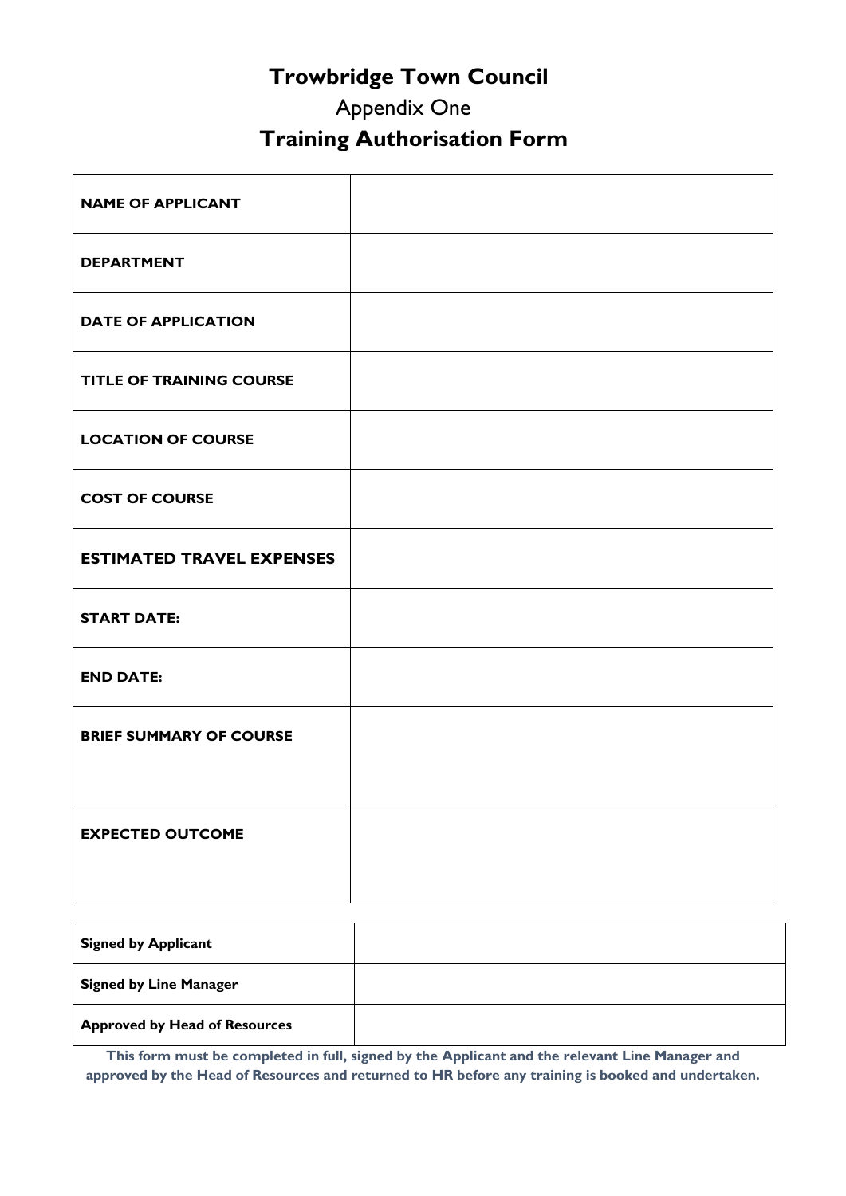# Trowbridge Town Council

Appendix One

## Training Authorisation Form

| | |
|---|---|
| **NAME OF APPLICANT** | |
| **DEPARTMENT** | |
| **DATE OF APPLICATION** | |
| **TITLE OF TRAINING COURSE** | |
| **LOCATION OF COURSE** | |
| **COST OF COURSE** | |
| **ESTIMATED TRAVEL EXPENSES** | |
| **START DATE:** | |
| **END DATE:** | |
| **BRIEF SUMMARY OF COURSE** | |
| **EXPECTED OUTCOME** | |

| | |
|---|---|
| **Signed by Applicant** | |
| **Signed by Line Manager** | |
| **Approved by Head of Resources** | |

**This form must be completed in full, signed by the Applicant and the relevant Line Manager and approved by the Head of Resources and returned to HR before any training is booked and undertaken.**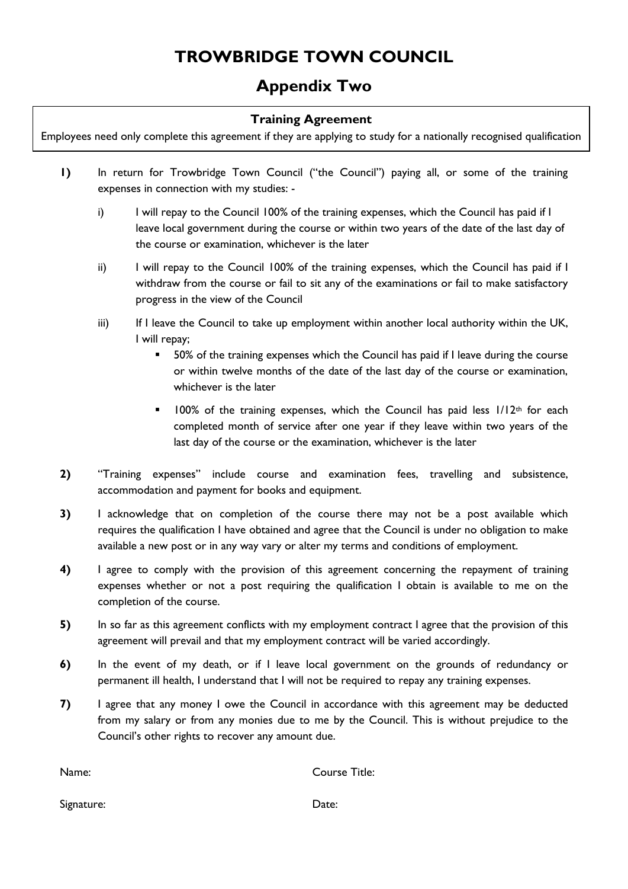# TROWBRIDGE TOWN COUNCIL

## Appendix Two

### Training Agreement

Employees need only complete this agreement if they are applying to study for a nationally recognised qualification

**1)** In return for Trowbridge Town Council ("the Council") paying all, or some of the training expenses in connection with my studies: -

   i) I will repay to the Council 100% of the training expenses, which the Council has paid if I leave local government during the course or within two years of the date of the last day of the course or examination, whichever is the later

   ii) I will repay to the Council 100% of the training expenses, which the Council has paid if I withdraw from the course or fail to sit any of the examinations or fail to make satisfactory progress in the view of the Council

   iii) If I leave the Council to take up employment within another local authority within the UK, I will repay;

   - 50% of the training expenses which the Council has paid if I leave during the course or within twelve months of the date of the last day of the course or examination, whichever is the later
   - 100% of the training expenses, which the Council has paid less 1/12th for each completed month of service after one year if they leave within two years of the last day of the course or the examination, whichever is the later

**2)** "Training expenses" include course and examination fees, travelling and subsistence, accommodation and payment for books and equipment.

**3)** I acknowledge that on completion of the course there may not be a post available which requires the qualification I have obtained and agree that the Council is under no obligation to make available a new post or in any way vary or alter my terms and conditions of employment.

**4)** I agree to comply with the provision of this agreement concerning the repayment of training expenses whether or not a post requiring the qualification I obtain is available to me on the completion of the course.

**5)** In so far as this agreement conflicts with my employment contract I agree that the provision of this agreement will prevail and that my employment contract will be varied accordingly.

**6)** In the event of my death, or if I leave local government on the grounds of redundancy or permanent ill health, I understand that I will not be required to repay any training expenses.

**7)** I agree that any money I owe the Council in accordance with this agreement may be deducted from my salary or from any monies due to me by the Council. This is without prejudice to the Council's other rights to recover any amount due.

Name: Course Title:

Signature: Date: